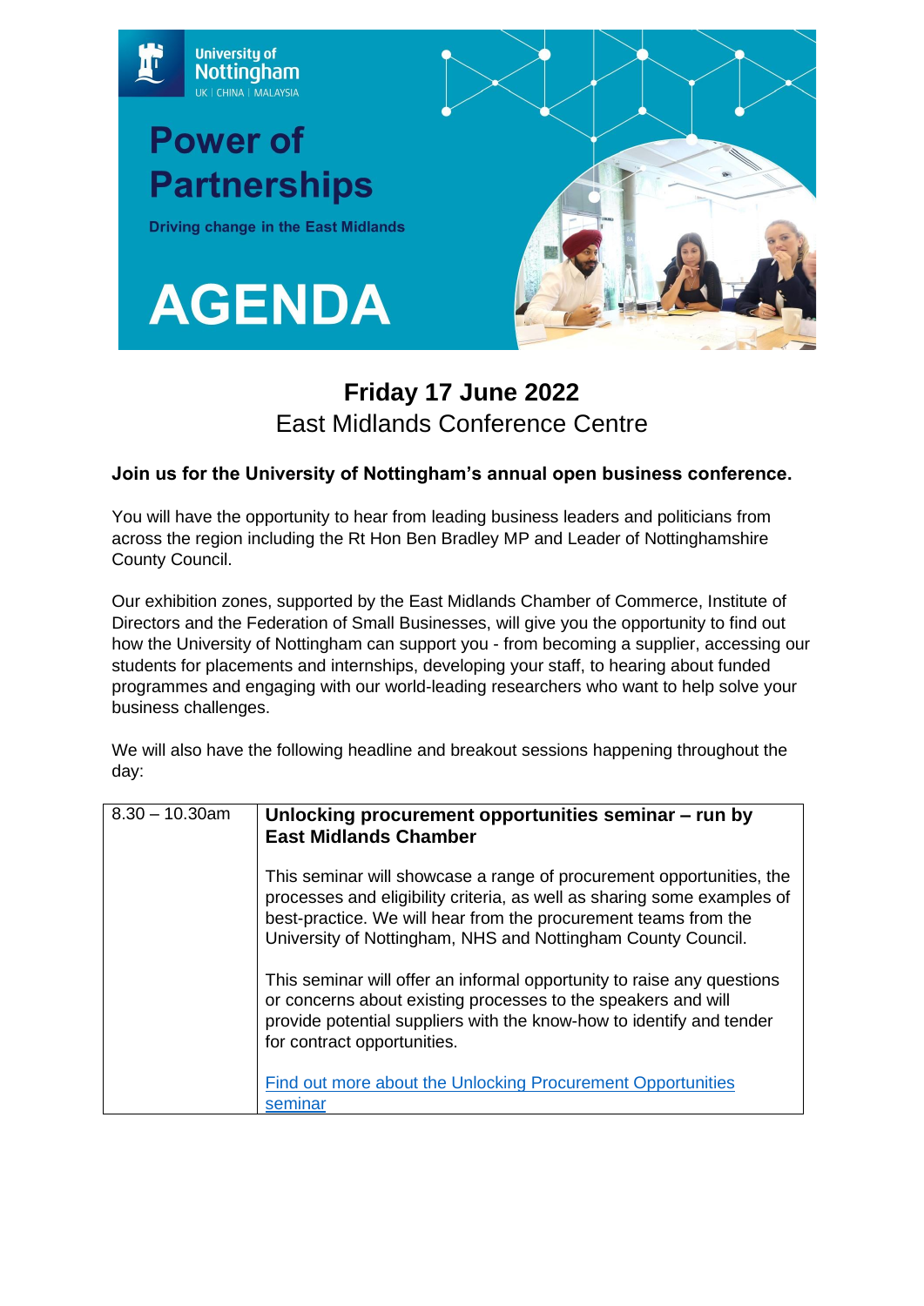University of Nottingham
UK | CHINA | MALAYSIA

# Power of Partnerships

**Driving change in the East Midlands**

# AGENDA

## Friday 17 June 2022
East Midlands Conference Centre

**Join us for the University of Nottingham's annual open business conference.**

You will have the opportunity to hear from leading business leaders and politicians from across the region including the Rt Hon Ben Bradley MP and Leader of Nottinghamshire County Council.

Our exhibition zones, supported by the East Midlands Chamber of Commerce, Institute of Directors and the Federation of Small Businesses, will give you the opportunity to find out how the University of Nottingham can support you - from becoming a supplier, accessing our students for placements and internships, developing your staff, to hearing about funded programmes and engaging with our world-leading researchers who want to help solve your business challenges.

We will also have the following headline and breakout sessions happening throughout the day:

| | |
|---|---|
| 8.30 – 10.30am | **Unlocking procurement opportunities seminar – run by East Midlands Chamber**<br><br>This seminar will showcase a range of procurement opportunities, the processes and eligibility criteria, as well as sharing some examples of best-practice. We will hear from the procurement teams from the University of Nottingham, NHS and Nottingham County Council.<br><br>This seminar will offer an informal opportunity to raise any questions or concerns about existing processes to the speakers and will provide potential suppliers with the know-how to identify and tender for contract opportunities.<br><br>Find out more about the Unlocking Procurement Opportunities seminar |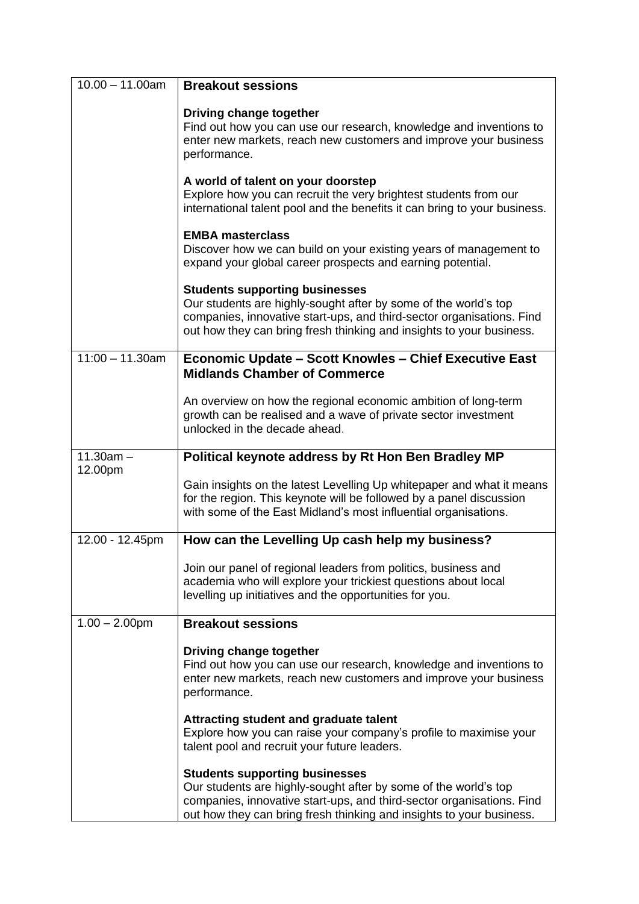| | |
|---|---|
| 10.00 – 11.00am | **Breakout sessions**<br><br>**Driving change together**<br>Find out how you can use our research, knowledge and inventions to enter new markets, reach new customers and improve your business performance.<br><br>**A world of talent on your doorstep**<br>Explore how you can recruit the very brightest students from our international talent pool and the benefits it can bring to your business.<br><br>**EMBA masterclass**<br>Discover how we can build on your existing years of management to expand your global career prospects and earning potential.<br><br>**Students supporting businesses**<br>Our students are highly-sought after by some of the world's top companies, innovative start-ups, and third-sector organisations. Find out how they can bring fresh thinking and insights to your business. |
| 11:00 – 11.30am | **Economic Update – Scott Knowles – Chief Executive East Midlands Chamber of Commerce**<br><br>An overview on how the regional economic ambition of long-term growth can be realised and a wave of private sector investment unlocked in the decade ahead. |
| 11.30am – 12.00pm | **Political keynote address by Rt Hon Ben Bradley MP**<br><br>Gain insights on the latest Levelling Up whitepaper and what it means for the region. This keynote will be followed by a panel discussion with some of the East Midland's most influential organisations. |
| 12.00 - 12.45pm | **How can the Levelling Up cash help my business?**<br><br>Join our panel of regional leaders from politics, business and academia who will explore your trickiest questions about local levelling up initiatives and the opportunities for you. |
| 1.00 – 2.00pm | **Breakout sessions**<br><br>**Driving change together**<br>Find out how you can use our research, knowledge and inventions to enter new markets, reach new customers and improve your business performance.<br><br>**Attracting student and graduate talent**<br>Explore how you can raise your company's profile to maximise your talent pool and recruit your future leaders.<br><br>**Students supporting businesses**<br>Our students are highly-sought after by some of the world's top companies, innovative start-ups, and third-sector organisations. Find out how they can bring fresh thinking and insights to your business. |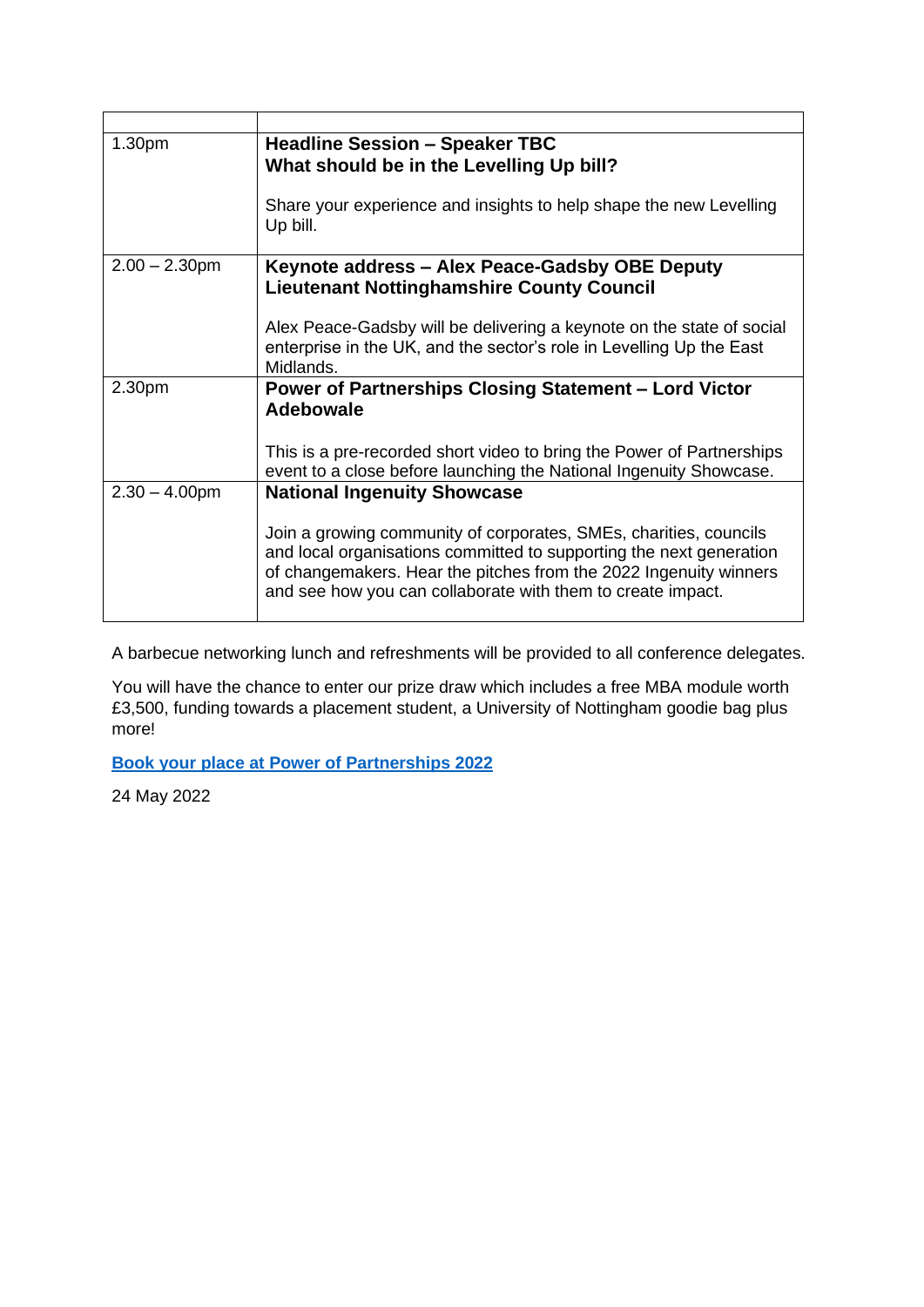| | |
|---|---|
| 1.30pm | **Headline Session – Speaker TBC**<br>**What should be in the Levelling Up bill?**<br><br>Share your experience and insights to help shape the new Levelling Up bill. |
| 2.00 – 2.30pm | **Keynote address – Alex Peace-Gadsby OBE Deputy Lieutenant Nottinghamshire County Council**<br><br>Alex Peace-Gadsby will be delivering a keynote on the state of social enterprise in the UK, and the sector's role in Levelling Up the East Midlands. |
| 2.30pm | **Power of Partnerships Closing Statement – Lord Victor Adebowale**<br><br>This is a pre-recorded short video to bring the Power of Partnerships event to a close before launching the National Ingenuity Showcase. |
| 2.30 – 4.00pm | **National Ingenuity Showcase**<br><br>Join a growing community of corporates, SMEs, charities, councils and local organisations committed to supporting the next generation of changemakers. Hear the pitches from the 2022 Ingenuity winners and see how you can collaborate with them to create impact. |

A barbecue networking lunch and refreshments will be provided to all conference delegates.

You will have the chance to enter our prize draw which includes a free MBA module worth £3,500, funding towards a placement student, a University of Nottingham goodie bag plus more!

**Book your place at Power of Partnerships 2022**

24 May 2022